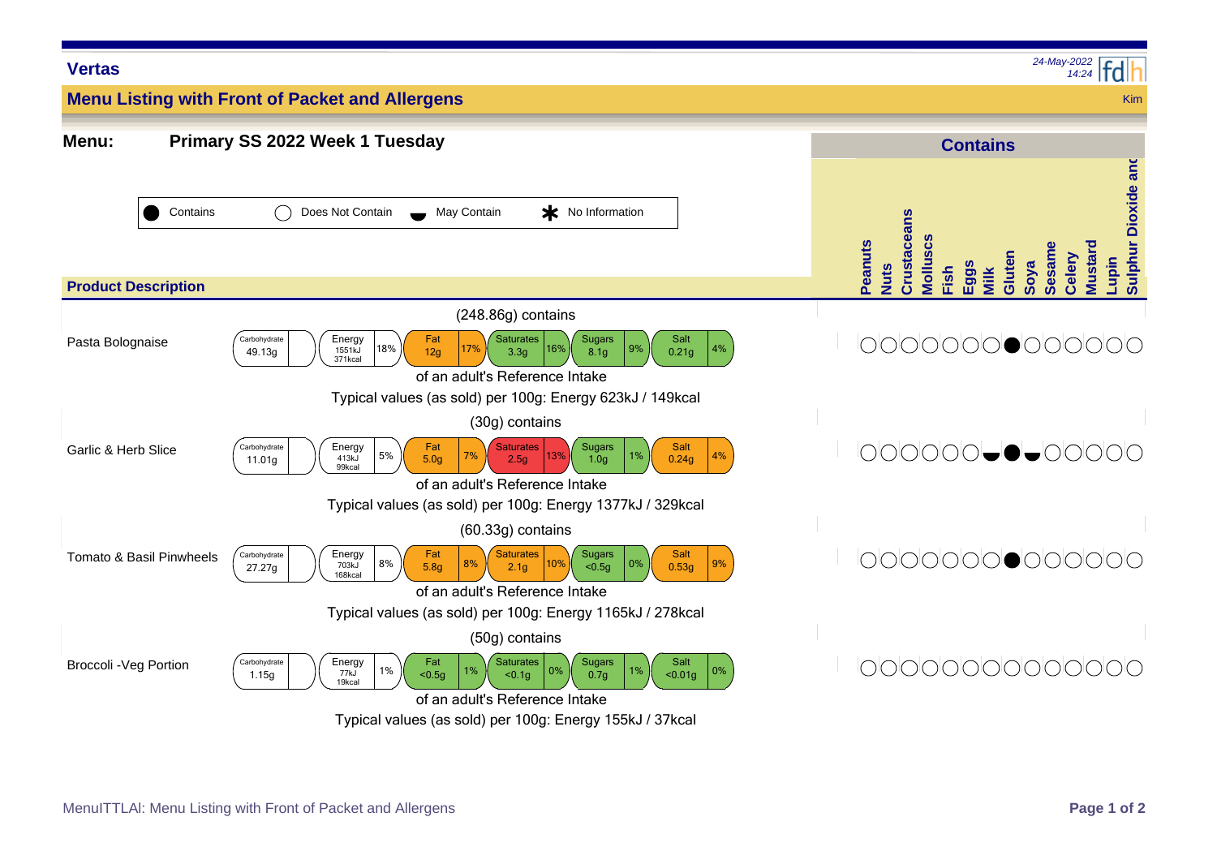**Vertas**

24-May-2022 14:24

## Menu Listing with Front of Packet and Allergens

Kim

**Menu:** **Primary SS 2022 Week 1 Tuesday**

Legend: ● Contains | ○ Does Not Contain | ◒ May Contain | ✱ No Information

| Product Description | Portion | Carbohydrate | Energy | Fat | Saturates | Sugars | Salt | Typical values (as sold) per 100g | Peanuts | Nuts | Crustaceans | Molluscs | Fish | Eggs | Milk | Gluten | Soya | Sesame | Celery | Mustard | Lupin | Sulphur Dioxide and |
|---|---|---|---|---|---|---|---|---|---|---|---|---|---|---|---|---|---|---|---|---|---|---|
| Pasta Bolognaise | (248.86g) contains | 49.13g | 1551kJ 371kcal 18% | 12g 17% | 3.3g 16% | 8.1g 9% | 0.21g 4% | Energy 623kJ / 149kcal | ○ | ○ | ○ | ○ | ○ | ○ | ○ | ● | ○ | ○ | ○ | ○ | ○ | ○ |
| Garlic & Herb Slice | (30g) contains | 11.01g | 413kJ 99kcal 5% | 5.0g 7% | 2.5g 13% | 1.0g 1% | 0.24g 4% | Energy 1377kJ / 329kcal | ○ | ○ | ○ | ○ | ○ | ○ | ◒ | ● | ◒ | ○ | ○ | ○ | ○ | ○ |
| Tomato & Basil Pinwheels | (60.33g) contains | 27.27g | 703kJ 168kcal 8% | 5.8g 8% | 2.1g 10% | <0.5g 0% | 0.53g 9% | Energy 1165kJ / 278kcal | ○ | ○ | ○ | ○ | ○ | ○ | ○ | ● | ○ | ○ | ○ | ○ | ○ | ○ |
| Broccoli -Veg Portion | (50g) contains | 1.15g | 77kJ 19kcal 1% | <0.5g 1% | <0.1g 0% | 0.7g 1% | <0.01g 0% | Energy 155kJ / 37kcal | ○ | ○ | ○ | ○ | ○ | ○ | ○ | ○ | ○ | ○ | ○ | ○ | ○ | ○ |

Percentages are of an adult's Reference Intake.

MenuITTLAl: Menu Listing with Front of Packet and Allergens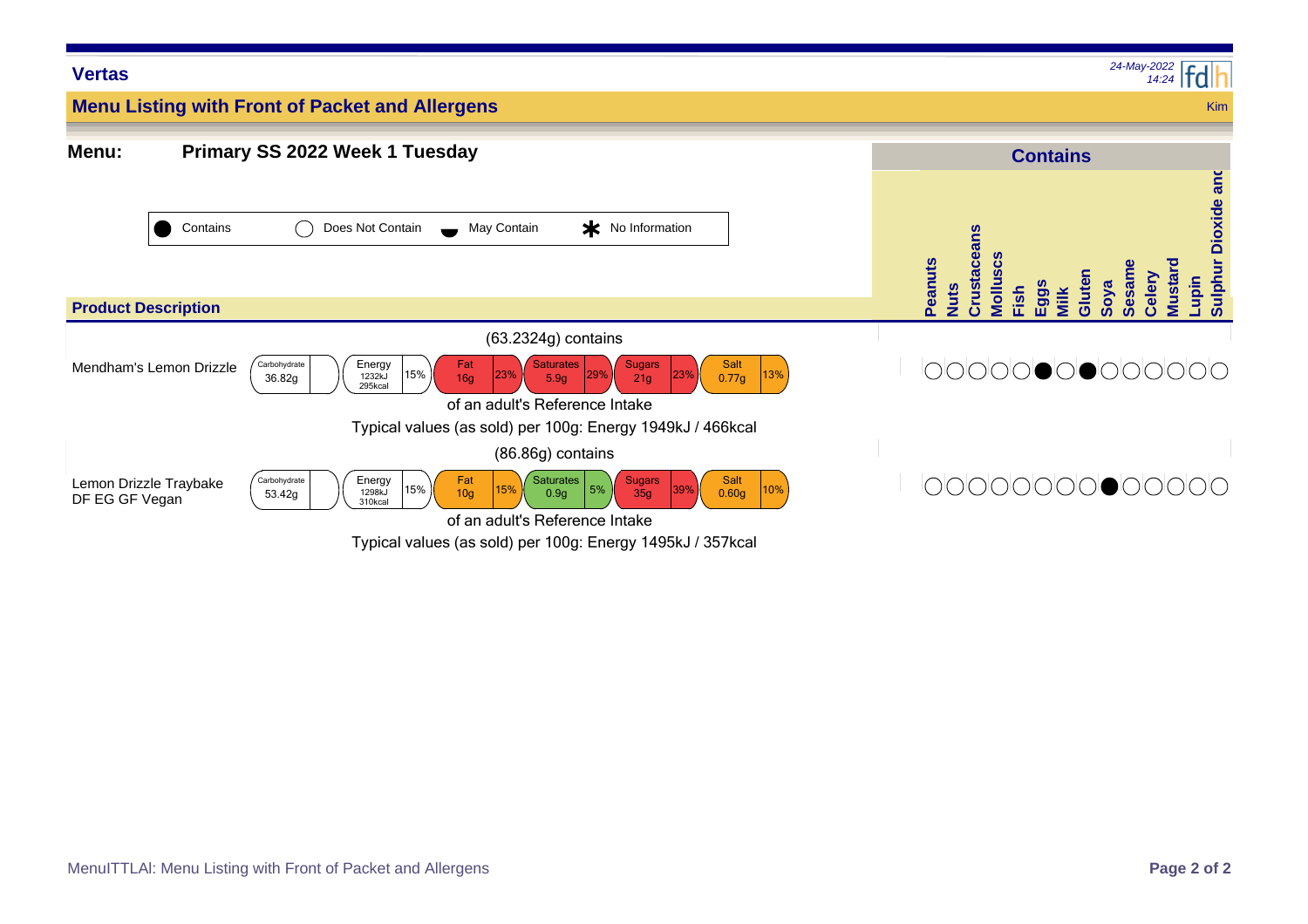**Vertas**

24-May-2022 14:24

## Menu Listing with Front of Packet and Allergens

Kim

**Menu:** **Primary SS 2022 Week 1 Tuesday**

Legend: ● Contains ○ Does Not Contain ◒ May Contain ✱ No Information

| Product Description | Front of Packet | Peanuts | Nuts | Crustaceans | Molluscs | Fish | Eggs | Milk | Gluten | Soya | Sesame | Celery | Mustard | Lupin | Sulphur Dioxide and |
|---|---|---|---|---|---|---|---|---|---|---|---|---|---|---|---|
| Mendham's Lemon Drizzle | (63.2324g) contains: Carbohydrate 36.82g; Energy 1232kJ 295kcal 15%; Fat 16g 23%; Saturates 5.9g 29%; Sugars 21g 23%; Salt 0.77g 13% of an adult's Reference Intake. Typical values (as sold) per 100g: Energy 1949kJ / 466kcal | ○ | ○ | ○ | ○ | ○ | ● | ○ | ● | ○ | ○ | ○ | ○ | ○ | ○ |
| Lemon Drizzle Traybake DF EG GF Vegan | (86.86g) contains: Carbohydrate 53.42g; Energy 1298kJ 310kcal 15%; Fat 10g 15%; Saturates 0.9g 5%; Sugars 35g 39%; Salt 0.60g 10% of an adult's Reference Intake. Typical values (as sold) per 100g: Energy 1495kJ / 357kcal | ○ | ○ | ○ | ○ | ○ | ○ | ○ | ○ | ● | ○ | ○ | ○ | ○ | ○ |